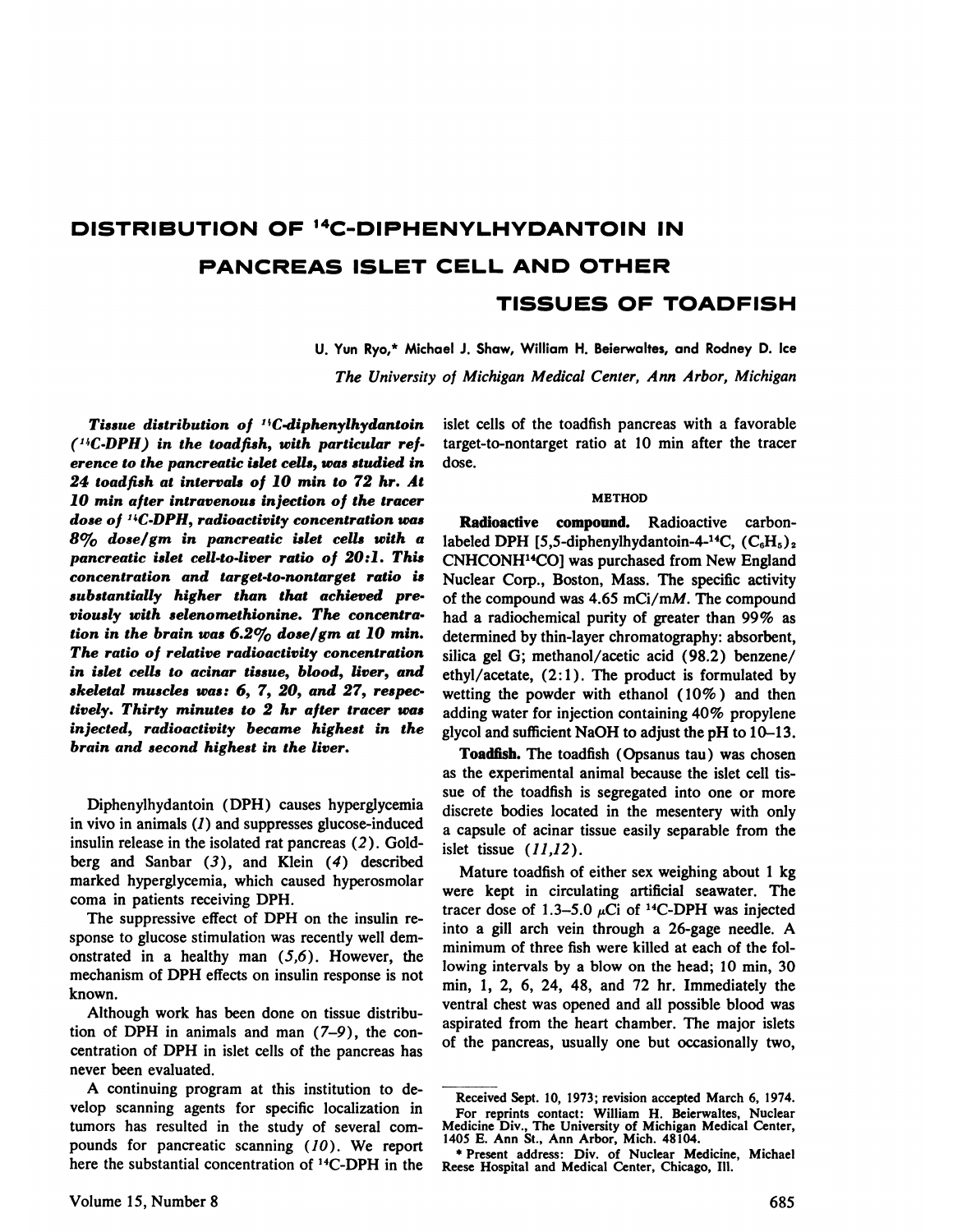# DISTRIBUTION OF $^{14}$C-DIPHENYLHYDANTOIN IN PANCREAS ISLET CELL AND OTHER TISSUES OF TOADFISH

U. Yun Ryo,* Michael J. Shaw, William H. Beierwaltes, and Rodney D. Ice

*The University of Michigan Medical Center, Ann Arbor, Michigan*

***Tissue distribution of $^{14}$C-diphenylhydantoin ($^{14}$C-DPH) in the toadfish, with particular reference to the pancreatic islet cells, was studied in 24 toadfish at intervals of 10 min to 72 hr. At 10 min after intravenous injection of the tracer dose of $^{14}$C-DPH, radioactivity concentration was 8% dose/gm in pancreatic islet cells with a pancreatic islet cell-to-liver ratio of 20:1. This concentration and target-to-nontarget ratio is substantially higher than that achieved previously with selenomethionine. The concentration in the brain was 6.2% dose/gm at 10 min. The ratio of relative radioactivity concentration in islet cells to acinar tissue, blood, liver, and skeletal muscles was: 6, 7, 20, and 27, respectively. Thirty minutes to 2 hr after tracer was injected, radioactivity became highest in the brain and second highest in the liver.***

Diphenylhydantoin (DPH) causes hyperglycemia in vivo in animals (*1*) and suppresses glucose-induced insulin release in the isolated rat pancreas (*2*). Goldberg and Sanbar (*3*), and Klein (*4*) described marked hyperglycemia, which caused hyperosmolar coma in patients receiving DPH.

The suppressive effect of DPH on the insulin response to glucose stimulation was recently well demonstrated in a healthy man (*5,6*). However, the mechanism of DPH effects on insulin response is not known.

Although work has been done on tissue distribution of DPH in animals and man (*7–9*), the concentration of DPH in islet cells of the pancreas has never been evaluated.

A continuing program at this institution to develop scanning agents for specific localization in tumors has resulted in the study of several compounds for pancreatic scanning (*10*). We report here the substantial concentration of $^{14}$C-DPH in the islet cells of the toadfish pancreas with a favorable target-to-nontarget ratio at 10 min after the tracer dose.

## METHOD

**Radioactive compound.** Radioactive carbon-labeled DPH [5,5-diphenylhydantoin-4-$^{14}$C, $(C_6H_5)_2$ CNHCONH$^{14}$CO] was purchased from New England Nuclear Corp., Boston, Mass. The specific activity of the compound was 4.65 mCi/m*M*. The compound had a radiochemical purity of greater than 99% as determined by thin-layer chromatography: absorbent, silica gel G; methanol/acetic acid (98.2) benzene/ethyl/acetate, (2:1). The product is formulated by wetting the powder with ethanol (10%) and then adding water for injection containing 40% propylene glycol and sufficient NaOH to adjust the pH to 10–13.

**Toadfish.** The toadfish (Opsanus tau) was chosen as the experimental animal because the islet cell tissue of the toadfish is segregated into one or more discrete bodies located in the mesentery with only a capsule of acinar tissue easily separable from the islet tissue (*11,12*).

Mature toadfish of either sex weighing about 1 kg were kept in circulating artificial seawater. The tracer dose of 1.3–5.0 $\mu$Ci of $^{14}$C-DPH was injected into a gill arch vein through a 26-gage needle. A minimum of three fish were killed at each of the following intervals by a blow on the head; 10 min, 30 min, 1, 2, 6, 24, 48, and 72 hr. Immediately the ventral chest was opened and all possible blood was aspirated from the heart chamber. The major islets of the pancreas, usually one but occasionally two,

---

Received Sept. 10, 1973; revision accepted March 6, 1974.

For reprints contact: William H. Beierwaltes, Nuclear Medicine Div., The University of Michigan Medical Center, 1405 E. Ann St., Ann Arbor, Mich. 48104.

\* Present address: Div. of Nuclear Medicine, Michael Reese Hospital and Medical Center, Chicago, Ill.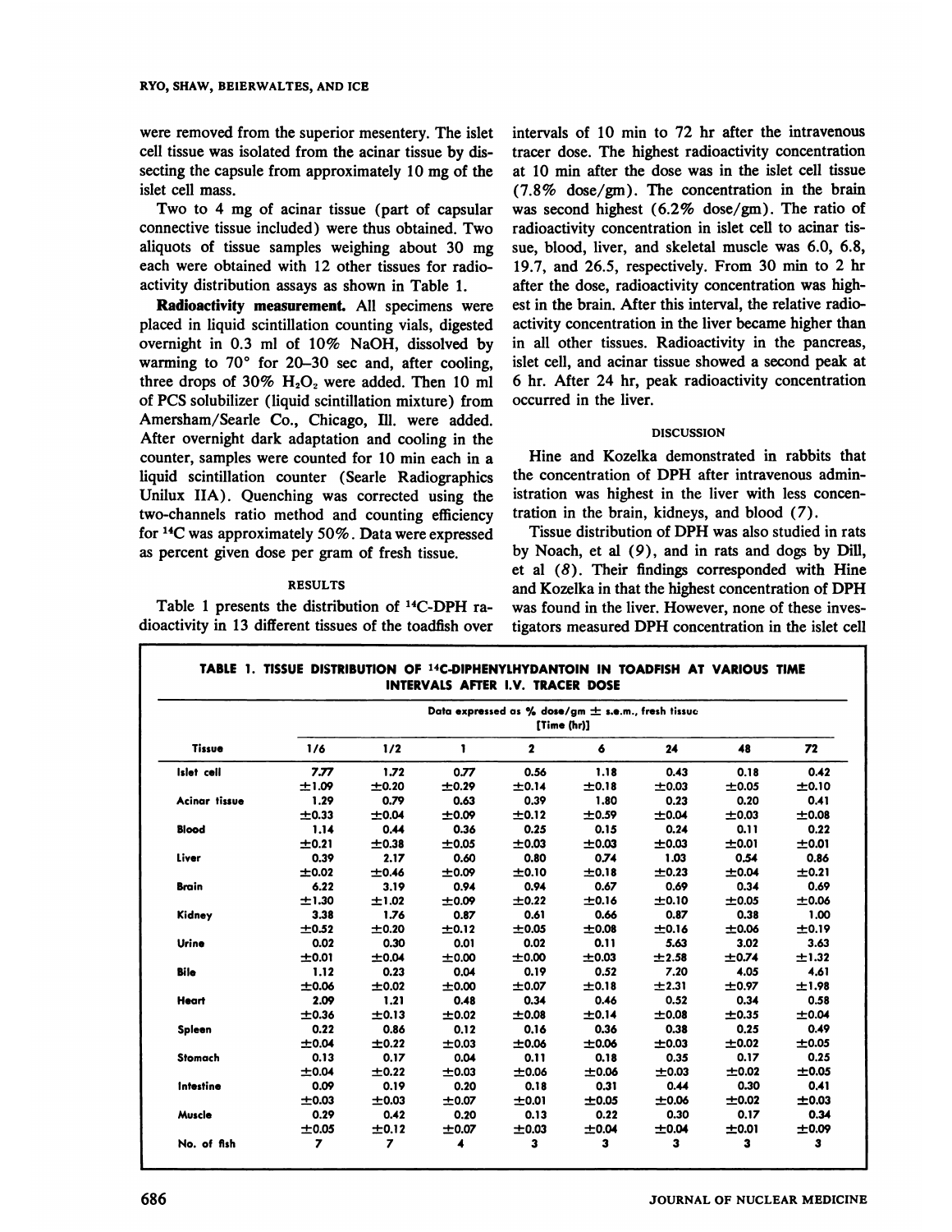were removed from the superior mesentery. The islet cell tissue was isolated from the acinar tissue by dissecting the capsule from approximately 10 mg of the islet cell mass.

Two to 4 mg of acinar tissue (part of capsular connective tissue included) were thus obtained. Two aliquots of tissue samples weighing about 30 mg each were obtained with 12 other tissues for radioactivity distribution assays as shown in Table 1.

**Radioactivity measurement.** All specimens were placed in liquid scintillation counting vials, digested overnight in 0.3 ml of 10% NaOH, dissolved by warming to 70° for 20–30 sec and, after cooling, three drops of 30% $H_2O_2$ were added. Then 10 ml of PCS solubilizer (liquid scintillation mixture) from Amersham/Searle Co., Chicago, Ill. were added. After overnight dark adaptation and cooling in the counter, samples were counted for 10 min each in a liquid scintillation counter (Searle Radiographics Unilux IIA). Quenching was corrected using the two-channels ratio method and counting efficiency for $^{14}C$ was approximately 50%. Data were expressed as percent given dose per gram of fresh tissue.

## RESULTS

Table 1 presents the distribution of $^{14}C$-DPH radioactivity in 13 different tissues of the toadfish over intervals of 10 min to 72 hr after the intravenous tracer dose. The highest radioactivity concentration at 10 min after the dose was in the islet cell tissue (7.8% dose/gm). The concentration in the brain was second highest (6.2% dose/gm). The ratio of radioactivity concentration in islet cell to acinar tissue, blood, liver, and skeletal muscle was 6.0, 6.8, 19.7, and 26.5, respectively. From 30 min to 2 hr after the dose, radioactivity concentration was highest in the brain. After this interval, the relative radioactivity concentration in the liver became higher than in all other tissues. Radioactivity in the pancreas, islet cell, and acinar tissue showed a second peak at 6 hr. After 24 hr, peak radioactivity concentration occurred in the liver.

## DISCUSSION

Hine and Kozelka demonstrated in rabbits that the concentration of DPH after intravenous administration was highest in the liver with less concentration in the brain, kidneys, and blood (7).

Tissue distribution of DPH was also studied in rats by Noach, et al (9), and in rats and dogs by Dill, et al (8). Their findings corresponded with Hine and Kozelka in that the highest concentration of DPH was found in the liver. However, none of these investigators measured DPH concentration in the islet cell

**TABLE 1. TISSUE DISTRIBUTION OF $^{14}C$-DIPHENYLHYDANTOIN IN TOADFISH AT VARIOUS TIME INTERVALS AFTER I.V. TRACER DOSE**

| Tissue | Data expressed as % dose/gm ± s.e.m., fresh tissue [Time (hr)] | | | | | | | |
|---|---|---|---|---|---|---|---|---|
| | 1/6 | 1/2 | 1 | 2 | 6 | 24 | 48 | 72 |
| Islet cell | 7.77 ±1.09 | 1.72 ±0.20 | 0.77 ±0.29 | 0.56 ±0.14 | 1.18 ±0.18 | 0.43 ±0.03 | 0.18 ±0.05 | 0.42 ±0.10 |
| Acinar tissue | 1.29 ±0.33 | 0.79 ±0.04 | 0.63 ±0.09 | 0.39 ±0.12 | 1.80 ±0.59 | 0.23 ±0.04 | 0.20 ±0.03 | 0.41 ±0.08 |
| Blood | 1.14 ±0.21 | 0.44 ±0.38 | 0.36 ±0.05 | 0.25 ±0.03 | 0.15 ±0.03 | 0.24 ±0.03 | 0.11 ±0.01 | 0.22 ±0.01 |
| Liver | 0.39 ±0.02 | 2.17 ±0.46 | 0.60 ±0.09 | 0.80 ±0.10 | 0.74 ±0.18 | 1.03 ±0.23 | 0.54 ±0.04 | 0.86 ±0.21 |
| Brain | 6.22 ±1.30 | 3.19 ±1.02 | 0.94 ±0.09 | 0.94 ±0.22 | 0.67 ±0.16 | 0.69 ±0.10 | 0.34 ±0.05 | 0.69 ±0.06 |
| Kidney | 3.38 ±0.52 | 1.76 ±0.20 | 0.87 ±0.12 | 0.61 ±0.05 | 0.66 ±0.08 | 0.87 ±0.16 | 0.38 ±0.06 | 1.00 ±0.19 |
| Urine | 0.02 ±0.01 | 0.30 ±0.04 | 0.01 ±0.00 | 0.02 ±0.00 | 0.11 ±0.03 | 5.63 ±2.58 | 3.02 ±0.74 | 3.63 ±1.32 |
| Bile | 1.12 ±0.06 | 0.23 ±0.02 | 0.04 ±0.00 | 0.19 ±0.07 | 0.52 ±0.18 | 7.20 ±2.31 | 4.05 ±0.97 | 4.61 ±1.98 |
| Heart | 2.09 ±0.36 | 1.21 ±0.13 | 0.48 ±0.02 | 0.34 ±0.08 | 0.46 ±0.14 | 0.52 ±0.08 | 0.34 ±0.35 | 0.58 ±0.04 |
| Spleen | 0.22 ±0.04 | 0.86 ±0.22 | 0.12 ±0.03 | 0.16 ±0.06 | 0.36 ±0.06 | 0.38 ±0.03 | 0.25 ±0.02 | 0.49 ±0.05 |
| Stomach | 0.13 ±0.04 | 0.17 ±0.22 | 0.04 ±0.03 | 0.11 ±0.06 | 0.18 ±0.06 | 0.35 ±0.03 | 0.17 ±0.02 | 0.25 ±0.05 |
| Intestine | 0.09 ±0.03 | 0.19 ±0.03 | 0.20 ±0.07 | 0.18 ±0.01 | 0.31 ±0.05 | 0.44 ±0.06 | 0.30 ±0.02 | 0.41 ±0.03 |
| Muscle | 0.29 ±0.05 | 0.42 ±0.12 | 0.20 ±0.07 | 0.13 ±0.03 | 0.22 ±0.04 | 0.30 ±0.04 | 0.17 ±0.01 | 0.34 ±0.09 |
| No. of fish | 7 | 7 | 4 | 3 | 3 | 3 | 3 | 3 |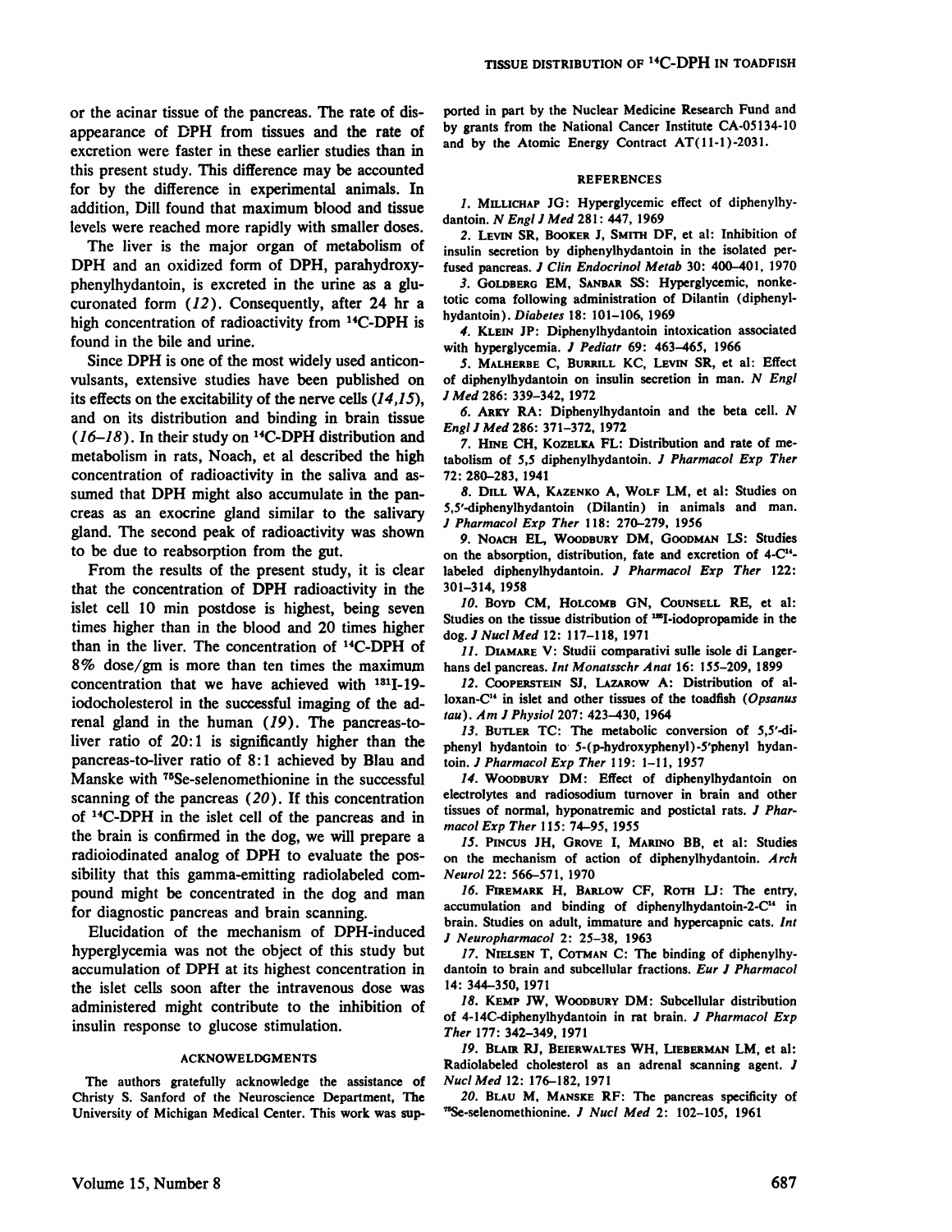or the acinar tissue of the pancreas. The rate of disappearance of DPH from tissues and the rate of excretion were faster in these earlier studies than in this present study. This difference may be accounted for by the difference in experimental animals. In addition, Dill found that maximum blood and tissue levels were reached more rapidly with smaller doses.

The liver is the major organ of metabolism of DPH and an oxidized form of DPH, parahydroxyphenylhydantoin, is excreted in the urine as a glucuronated form (*12*). Consequently, after 24 hr a high concentration of radioactivity from $^{14}$C-DPH is found in the bile and urine.

Since DPH is one of the most widely used anticonvulsants, extensive studies have been published on its effects on the excitability of the nerve cells (*14,15*), and on its distribution and binding in brain tissue (*16–18*). In their study on $^{14}$C-DPH distribution and metabolism in rats, Noach, et al described the high concentration of radioactivity in the saliva and assumed that DPH might also accumulate in the pancreas as an exocrine gland similar to the salivary gland. The second peak of radioactivity was shown to be due to reabsorption from the gut.

From the results of the present study, it is clear that the concentration of DPH radioactivity in the islet cell 10 min postdose is highest, being seven times higher than in the blood and 20 times higher than in the liver. The concentration of $^{14}$C-DPH of 8% dose/gm is more than ten times the maximum concentration that we have achieved with $^{131}$I-19-iodocholesterol in the successful imaging of the adrenal gland in the human (*19*). The pancreas-to-liver ratio of 20:1 is significantly higher than the pancreas-to-liver ratio of 8:1 achieved by Blau and Manske with $^{75}$Se-selenomethionine in the successful scanning of the pancreas (*20*). If this concentration of $^{14}$C-DPH in the islet cell of the pancreas and in the brain is confirmed in the dog, we will prepare a radioiodinated analog of DPH to evaluate the possibility that this gamma-emitting radiolabeled compound might be concentrated in the dog and man for diagnostic pancreas and brain scanning.

Elucidation of the mechanism of DPH-induced hyperglycemia was not the object of this study but accumulation of DPH at its highest concentration in the islet cells soon after the intravenous dose was administered might contribute to the inhibition of insulin response to glucose stimulation.

## ACKNOWELDGMENTS

The authors gratefully acknowledge the assistance of Christy S. Sanford of the Neuroscience Department, The University of Michigan Medical Center. This work was supported in part by the Nuclear Medicine Research Fund and by grants from the National Cancer Institute CA-05134-10 and by the Atomic Energy Contract AT(11-1)-2031.

## REFERENCES

1. Millichap JG: Hyperglycemic effect of diphenylhydantoin. *N Engl J Med* 281: 447, 1969
2. Levin SR, Booker J, Smith DF, et al: Inhibition of insulin secretion by diphenylhydantoin in the isolated perfused pancreas. *J Clin Endocrinol Metab* 30: 400–401, 1970
3. Goldberg EM, Sanbar SS: Hyperglycemic, nonketotic coma following administration of Dilantin (diphenylhydantoin). *Diabetes* 18: 101–106, 1969
4. Klein JP: Diphenylhydantoin intoxication associated with hyperglycemia. *J Pediatr* 69: 463–465, 1966
5. Malherbe C, Burrill KC, Levin SR, et al: Effect of diphenylhydantoin on insulin secretion in man. *N Engl J Med* 286: 339–342, 1972
6. Arky RA: Diphenylhydantoin and the beta cell. *N Engl J Med* 286: 371–372, 1972
7. Hine CH, Kozelka FL: Distribution and rate of metabolism of 5,5 diphenylhydantoin. *J Pharmacol Exp Ther* 72: 280–283, 1941
8. Dill WA, Kazenko A, Wolf LM, et al: Studies on 5,5'-diphenylhydantoin (Dilantin) in animals and man. *J Pharmacol Exp Ther* 118: 270–279, 1956
9. Noach EL, Woodbury DM, Goodman LS: Studies on the absorption, distribution, fate and excretion of 4-C$^{14}$-labeled diphenylhydantoin. *J Pharmacol Exp Ther* 122: 301–314, 1958
10. Boyd CM, Holcomb GN, Counsell RE, et al: Studies on the tissue distribution of $^{125}$I-iodopropamide in the dog. *J Nucl Med* 12: 117–118, 1971
11. Diamare V: Studii comparativi sulle isole di Langerhans del pancreas. *Int Monatsschr Anat* 16: 155–209, 1899
12. Cooperstein SJ, Lazarow A: Distribution of alloxan-C$^{14}$ in islet and other tissues of the toadfish (*Opsanus tau*). *Am J Physiol* 207: 423–430, 1964
13. Butler TC: The metabolic conversion of 5,5'-diphenyl hydantoin to 5-(p-hydroxyphenyl)-5'phenyl hydantoin. *J Pharmacol Exp Ther* 119: 1–11, 1957
14. Woodbury DM: Effect of diphenylhydantoin on electrolytes and radiosodium turnover in brain and other tissues of normal, hyponatremic and postictal rats. *J Pharmacol Exp Ther* 115: 74–95, 1955
15. Pincus JH, Grove I, Marino BB, et al: Studies on the mechanism of action of diphenylhydantoin. *Arch Neurol* 22: 566–571, 1970
16. Firemark H, Barlow CF, Roth LJ: The entry, accumulation and binding of diphenylhydantoin-2-C$^{14}$ in brain. Studies on adult, immature and hypercapnic cats. *Int J Neuropharmacol* 2: 25–38, 1963
17. Nielsen T, Cotman C: The binding of diphenylhydantoin to brain and subcellular fractions. *Eur J Pharmacol* 14: 344–350, 1971
18. Kemp JW, Woodbury DM: Subcellular distribution of 4-14C-diphenylhydantoin in rat brain. *J Pharmacol Exp Ther* 177: 342–349, 1971
19. Blair RJ, Beierwaltes WH, Lieberman LM, et al: Radiolabeled cholesterol as an adrenal scanning agent. *J Nucl Med* 12: 176–182, 1971
20. Blau M, Manske RF: The pancreas specificity of $^{75}$Se-selenomethionine. *J Nucl Med* 2: 102–105, 1961